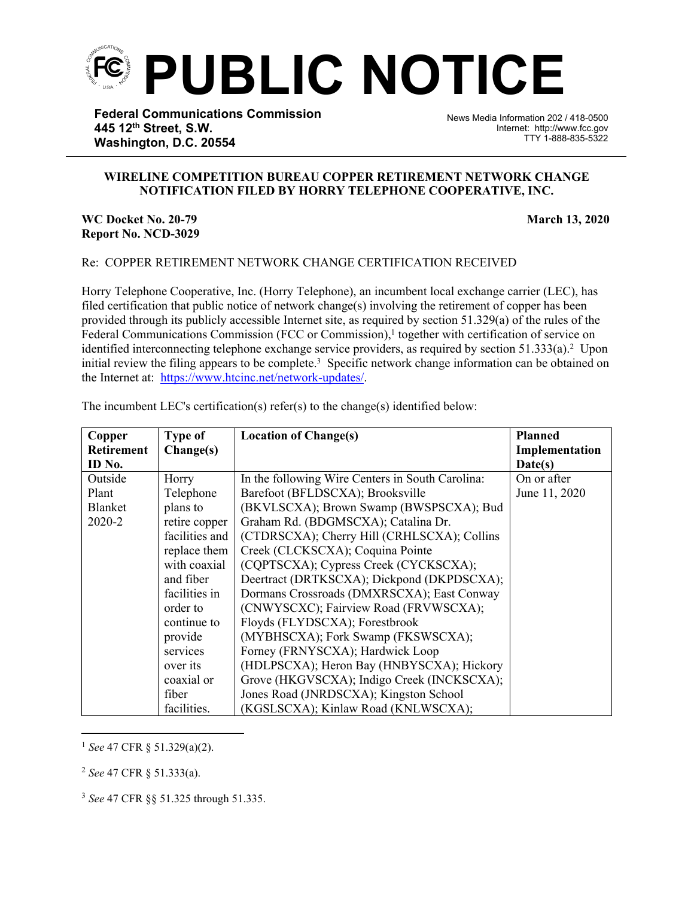# PUBLIC NOTICE

**Federal Communications Commission**
**445 12th Street, S.W.**
**Washington, D.C. 20554**

News Media Information 202 / 418-0500
Internet: http://www.fcc.gov
TTY 1-888-835-5322

**WIRELINE COMPETITION BUREAU COPPER RETIREMENT NETWORK CHANGE NOTIFICATION FILED BY HORRY TELEPHONE COOPERATIVE, INC.**

**WC Docket No. 20-79**
**Report No. NCD-3029**

**March 13, 2020**

Re: COPPER RETIREMENT NETWORK CHANGE CERTIFICATION RECEIVED

Horry Telephone Cooperative, Inc. (Horry Telephone), an incumbent local exchange carrier (LEC), has filed certification that public notice of network change(s) involving the retirement of copper has been provided through its publicly accessible Internet site, as required by section 51.329(a) of the rules of the Federal Communications Commission (FCC or Commission),[1] together with certification of service on identified interconnecting telephone exchange service providers, as required by section 51.333(a).[2] Upon initial review the filing appears to be complete.[3] Specific network change information can be obtained on the Internet at: https://www.htcinc.net/network-updates/.

The incumbent LEC's certification(s) refer(s) to the change(s) identified below:

| Copper Retirement ID No. | Type of Change(s) | Location of Change(s) | Planned Implementation Date(s) |
|---|---|---|---|
| Outside Plant Blanket 2020-2 | Horry Telephone plans to retire copper facilities and replace them with coaxial and fiber facilities in order to continue to provide services over its coaxial or fiber facilities. | In the following Wire Centers in South Carolina: Barefoot (BFLDSCXA); Brooksville (BKVLSCXA); Brown Swamp (BWSPSCXA); Bud Graham Rd. (BDGMSCXA); Catalina Dr. (CTDRSCXA); Cherry Hill (CRHLSCXA); Collins Creek (CLCKSCXA); Coquina Pointe (CQPTSCXA); Cypress Creek (CYCKSCXA); Deertract (DRTKSCXA); Dickpond (DKPDSCXA); Dormans Crossroads (DMXRSCXA); East Conway (CNWYSCXC); Fairview Road (FRVWSCXA); Floyds (FLYDSCXA); Forestbrook (MYBHSCXA); Fork Swamp (FKSWSCXA); Forney (FRNYSCXA); Hardwick Loop (HDLPSCXA); Heron Bay (HNBYSCXA); Hickory Grove (HKGVSCXA); Indigo Creek (INCKSCXA); Jones Road (JNRDSCXA); Kingston School (KGSLSCXA); Kinlaw Road (KNLWSCXA); | On or after June 11, 2020 |

[1] *See* 47 CFR § 51.329(a)(2).

[2] *See* 47 CFR § 51.333(a).

[3] *See* 47 CFR §§ 51.325 through 51.335.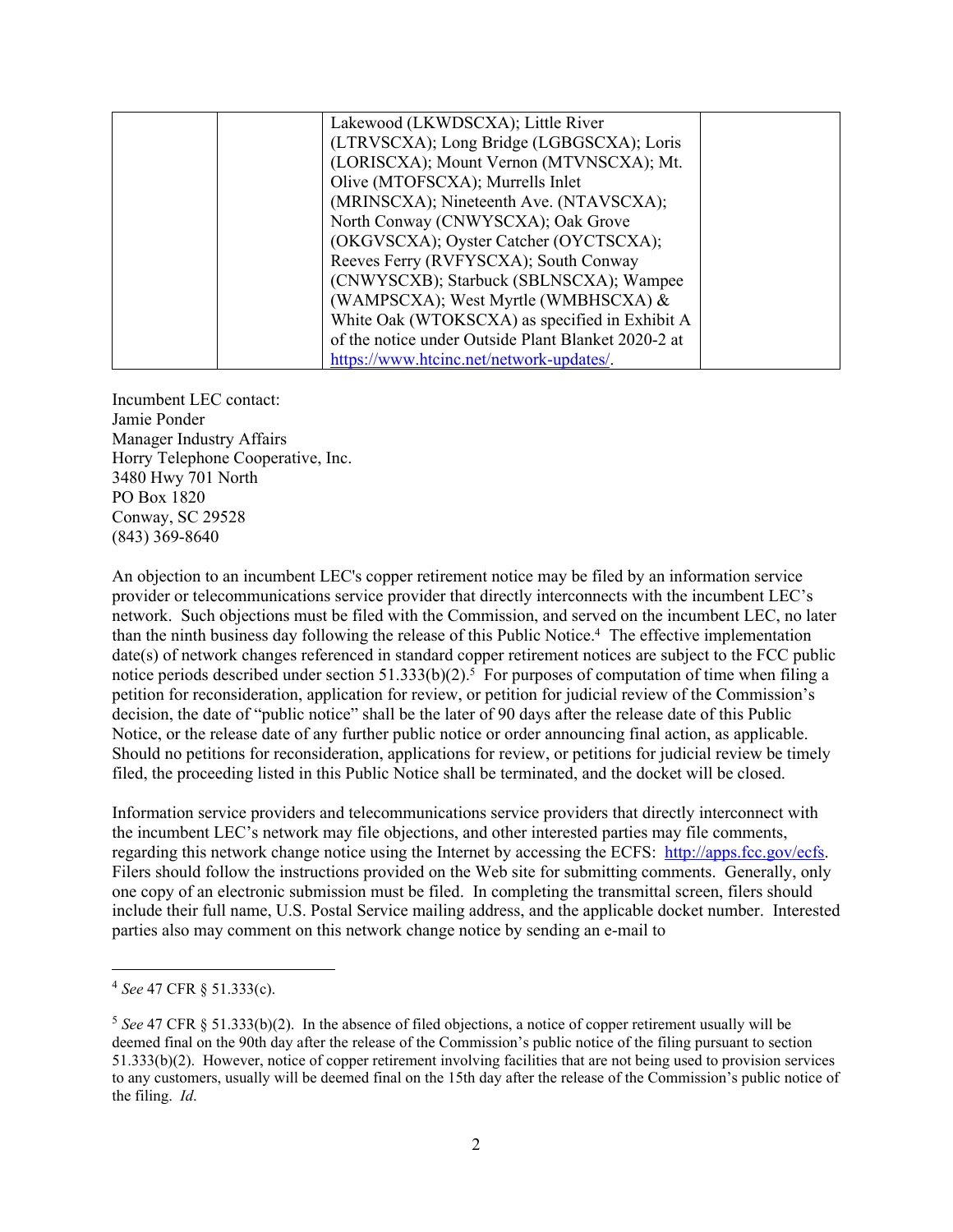| | | Lakewood (LKWDSCXA); Little River (LTRVSCXA); Long Bridge (LGBGSCXA); Loris (LORISCXA); Mount Vernon (MTVNSCXA); Mt. Olive (MTOFSCXA); Murrells Inlet (MRINSCXA); Nineteenth Ave. (NTAVSCXA); North Conway (CNWYSCXA); Oak Grove (OKGVSCXA); Oyster Catcher (OYCTSCXA); Reeves Ferry (RVFYSCXA); South Conway (CNWYSCXB); Starbuck (SBLNSCXA); Wampee (WAMPSCXA); West Myrtle (WMBHSCXA) & White Oak (WTOKSCXA) as specified in Exhibit A of the notice under Outside Plant Blanket 2020-2 at https://www.htcinc.net/network-updates/. | |
|---|---|---|---|

Incumbent LEC contact:
Jamie Ponder
Manager Industry Affairs
Horry Telephone Cooperative, Inc.
3480 Hwy 701 North
PO Box 1820
Conway, SC 29528
(843) 369-8640

An objection to an incumbent LEC's copper retirement notice may be filed by an information service provider or telecommunications service provider that directly interconnects with the incumbent LEC's network. Such objections must be filed with the Commission, and served on the incumbent LEC, no later than the ninth business day following the release of this Public Notice.[4] The effective implementation date(s) of network changes referenced in standard copper retirement notices are subject to the FCC public notice periods described under section 51.333(b)(2).[5] For purposes of computation of time when filing a petition for reconsideration, application for review, or petition for judicial review of the Commission's decision, the date of "public notice" shall be the later of 90 days after the release date of this Public Notice, or the release date of any further public notice or order announcing final action, as applicable. Should no petitions for reconsideration, applications for review, or petitions for judicial review be timely filed, the proceeding listed in this Public Notice shall be terminated, and the docket will be closed.

Information service providers and telecommunications service providers that directly interconnect with the incumbent LEC's network may file objections, and other interested parties may file comments, regarding this network change notice using the Internet by accessing the ECFS: http://apps.fcc.gov/ecfs. Filers should follow the instructions provided on the Web site for submitting comments. Generally, only one copy of an electronic submission must be filed. In completing the transmittal screen, filers should include their full name, U.S. Postal Service mailing address, and the applicable docket number. Interested parties also may comment on this network change notice by sending an e-mail to

---

[4] *See* 47 CFR § 51.333(c).

[5] *See* 47 CFR § 51.333(b)(2). In the absence of filed objections, a notice of copper retirement usually will be deemed final on the 90th day after the release of the Commission's public notice of the filing pursuant to section 51.333(b)(2). However, notice of copper retirement involving facilities that are not being used to provision services to any customers, usually will be deemed final on the 15th day after the release of the Commission's public notice of the filing. *Id*.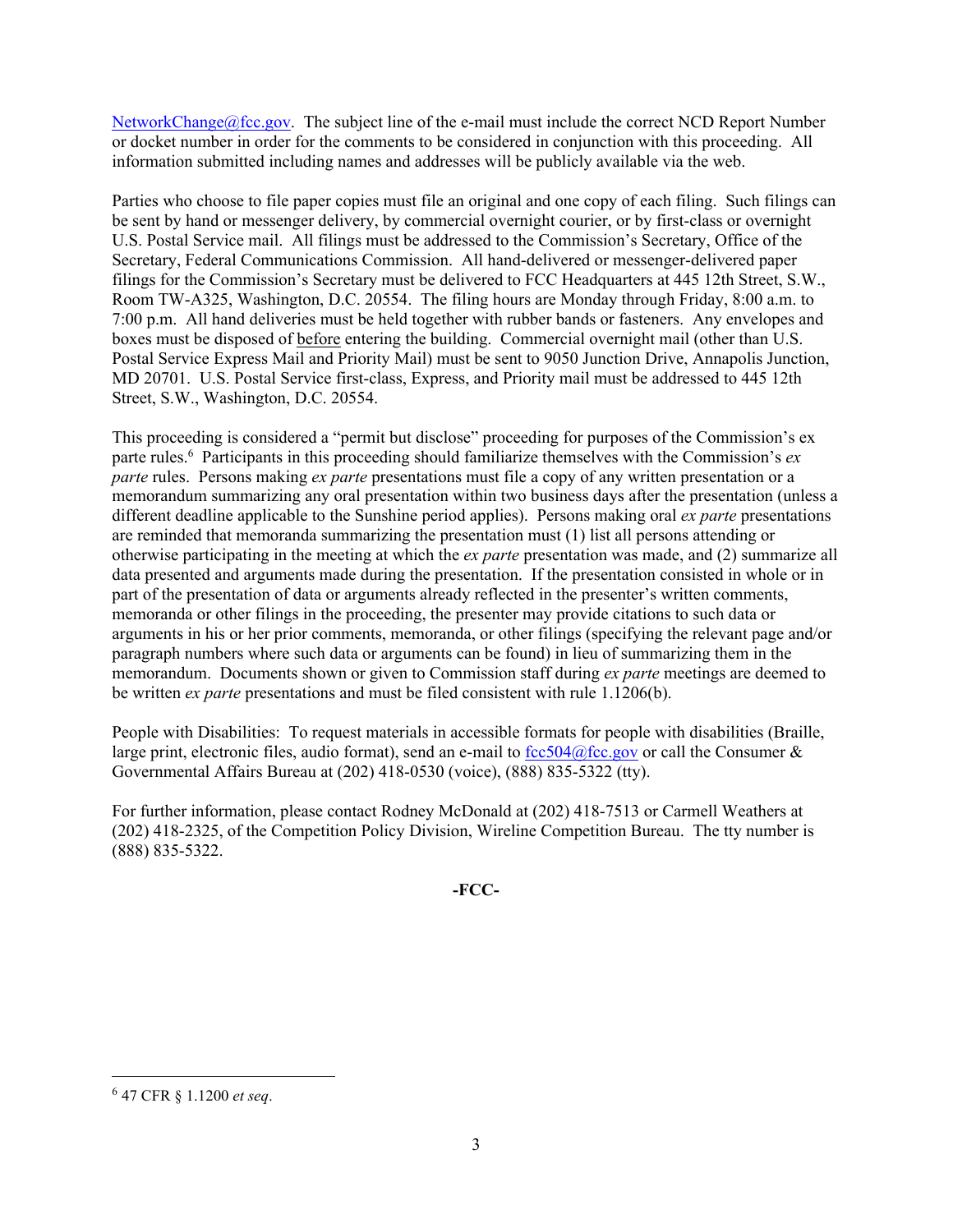NetworkChange@fcc.gov. The subject line of the e-mail must include the correct NCD Report Number or docket number in order for the comments to be considered in conjunction with this proceeding. All information submitted including names and addresses will be publicly available via the web.

Parties who choose to file paper copies must file an original and one copy of each filing. Such filings can be sent by hand or messenger delivery, by commercial overnight courier, or by first-class or overnight U.S. Postal Service mail. All filings must be addressed to the Commission's Secretary, Office of the Secretary, Federal Communications Commission. All hand-delivered or messenger-delivered paper filings for the Commission's Secretary must be delivered to FCC Headquarters at 445 12th Street, S.W., Room TW-A325, Washington, D.C. 20554. The filing hours are Monday through Friday, 8:00 a.m. to 7:00 p.m. All hand deliveries must be held together with rubber bands or fasteners. Any envelopes and boxes must be disposed of before entering the building. Commercial overnight mail (other than U.S. Postal Service Express Mail and Priority Mail) must be sent to 9050 Junction Drive, Annapolis Junction, MD 20701. U.S. Postal Service first-class, Express, and Priority mail must be addressed to 445 12th Street, S.W., Washington, D.C. 20554.

This proceeding is considered a "permit but disclose" proceeding for purposes of the Commission's ex parte rules.[6] Participants in this proceeding should familiarize themselves with the Commission's *ex parte* rules. Persons making *ex parte* presentations must file a copy of any written presentation or a memorandum summarizing any oral presentation within two business days after the presentation (unless a different deadline applicable to the Sunshine period applies). Persons making oral *ex parte* presentations are reminded that memoranda summarizing the presentation must (1) list all persons attending or otherwise participating in the meeting at which the *ex parte* presentation was made, and (2) summarize all data presented and arguments made during the presentation. If the presentation consisted in whole or in part of the presentation of data or arguments already reflected in the presenter's written comments, memoranda or other filings in the proceeding, the presenter may provide citations to such data or arguments in his or her prior comments, memoranda, or other filings (specifying the relevant page and/or paragraph numbers where such data or arguments can be found) in lieu of summarizing them in the memorandum. Documents shown or given to Commission staff during *ex parte* meetings are deemed to be written *ex parte* presentations and must be filed consistent with rule 1.1206(b).

People with Disabilities: To request materials in accessible formats for people with disabilities (Braille, large print, electronic files, audio format), send an e-mail to fcc504@fcc.gov or call the Consumer & Governmental Affairs Bureau at (202) 418-0530 (voice), (888) 835-5322 (tty).

For further information, please contact Rodney McDonald at (202) 418-7513 or Carmell Weathers at (202) 418-2325, of the Competition Policy Division, Wireline Competition Bureau. The tty number is (888) 835-5322.

**-FCC-**

---

[6] 47 CFR § 1.1200 *et seq*.